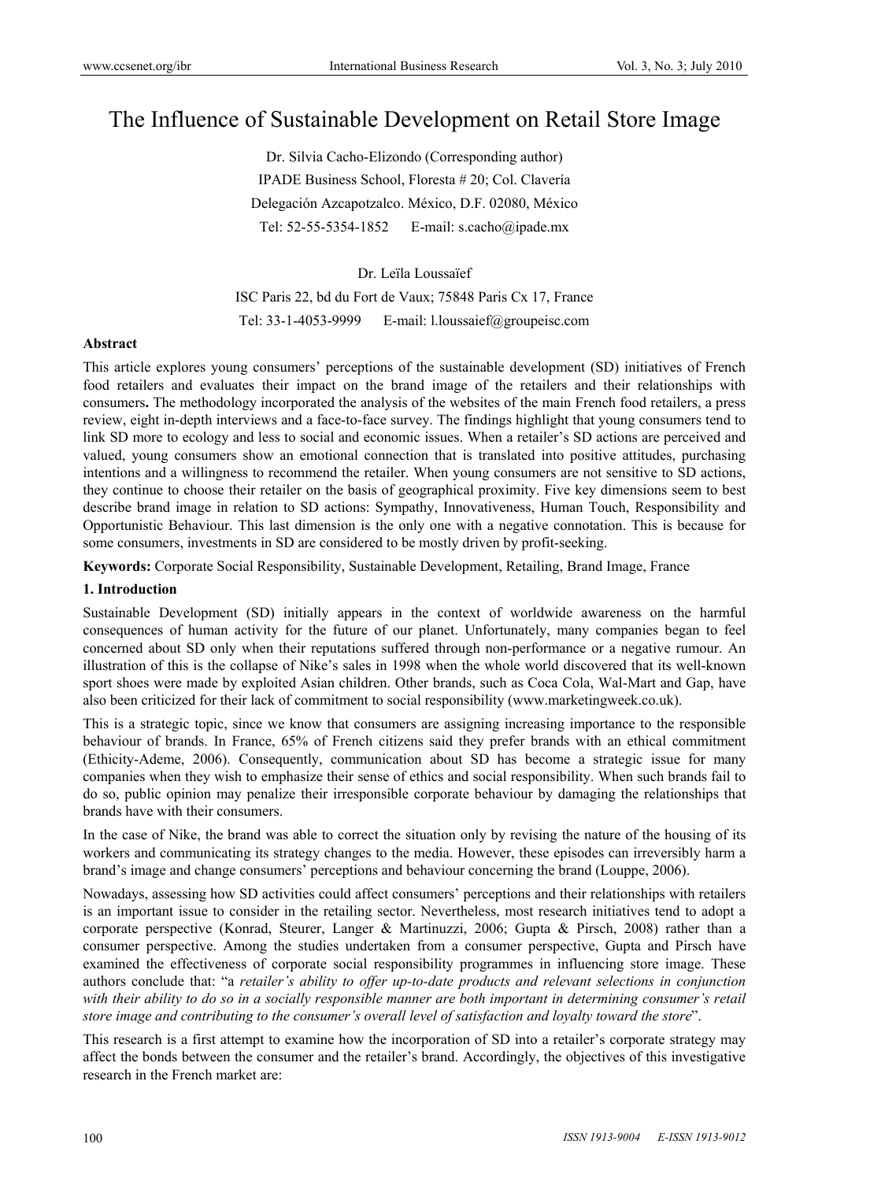# The Influence of Sustainable Development on Retail Store Image

Dr. Silvia Cacho-Elizondo (Corresponding author)

IPADE Business School, Floresta # 20; Col. Clavería

Delegación Azcapotzalco. México, D.F. 02080, México

Tel: 52-55-5354-1852 E-mail: s.cacho@ipade.mx

Dr. Leïla Loussaïef

ISC Paris 22, bd du Fort de Vaux; 75848 Paris Cx 17, France

Tel: 33-1-4053-9999 E-mail: l.loussaief@groupeisc.com

**Abstract**

This article explores young consumers' perceptions of the sustainable development (SD) initiatives of French food retailers and evaluates their impact on the brand image of the retailers and their relationships with consumers**.** The methodology incorporated the analysis of the websites of the main French food retailers, a press review, eight in-depth interviews and a face-to-face survey. The findings highlight that young consumers tend to link SD more to ecology and less to social and economic issues. When a retailer's SD actions are perceived and valued, young consumers show an emotional connection that is translated into positive attitudes, purchasing intentions and a willingness to recommend the retailer. When young consumers are not sensitive to SD actions, they continue to choose their retailer on the basis of geographical proximity. Five key dimensions seem to best describe brand image in relation to SD actions: Sympathy, Innovativeness, Human Touch, Responsibility and Opportunistic Behaviour. This last dimension is the only one with a negative connotation. This is because for some consumers, investments in SD are considered to be mostly driven by profit-seeking.

**Keywords:** Corporate Social Responsibility, Sustainable Development, Retailing, Brand Image, France

## 1. Introduction

Sustainable Development (SD) initially appears in the context of worldwide awareness on the harmful consequences of human activity for the future of our planet. Unfortunately, many companies began to feel concerned about SD only when their reputations suffered through non-performance or a negative rumour. An illustration of this is the collapse of Nike's sales in 1998 when the whole world discovered that its well-known sport shoes were made by exploited Asian children. Other brands, such as Coca Cola, Wal-Mart and Gap, have also been criticized for their lack of commitment to social responsibility (www.marketingweek.co.uk).

This is a strategic topic, since we know that consumers are assigning increasing importance to the responsible behaviour of brands. In France, 65% of French citizens said they prefer brands with an ethical commitment (Ethicity-Ademe, 2006). Consequently, communication about SD has become a strategic issue for many companies when they wish to emphasize their sense of ethics and social responsibility. When such brands fail to do so, public opinion may penalize their irresponsible corporate behaviour by damaging the relationships that brands have with their consumers.

In the case of Nike, the brand was able to correct the situation only by revising the nature of the housing of its workers and communicating its strategy changes to the media. However, these episodes can irreversibly harm a brand's image and change consumers' perceptions and behaviour concerning the brand (Louppe, 2006).

Nowadays, assessing how SD activities could affect consumers' perceptions and their relationships with retailers is an important issue to consider in the retailing sector. Nevertheless, most research initiatives tend to adopt a corporate perspective (Konrad, Steurer, Langer & Martinuzzi, 2006; Gupta & Pirsch, 2008) rather than a consumer perspective. Among the studies undertaken from a consumer perspective, Gupta and Pirsch have examined the effectiveness of corporate social responsibility programmes in influencing store image. These authors conclude that: "a *retailer's ability to offer up-to-date products and relevant selections in conjunction with their ability to do so in a socially responsible manner are both important in determining consumer's retail store image and contributing to the consumer's overall level of satisfaction and loyalty toward the store*".

This research is a first attempt to examine how the incorporation of SD into a retailer's corporate strategy may affect the bonds between the consumer and the retailer's brand. Accordingly, the objectives of this investigative research in the French market are: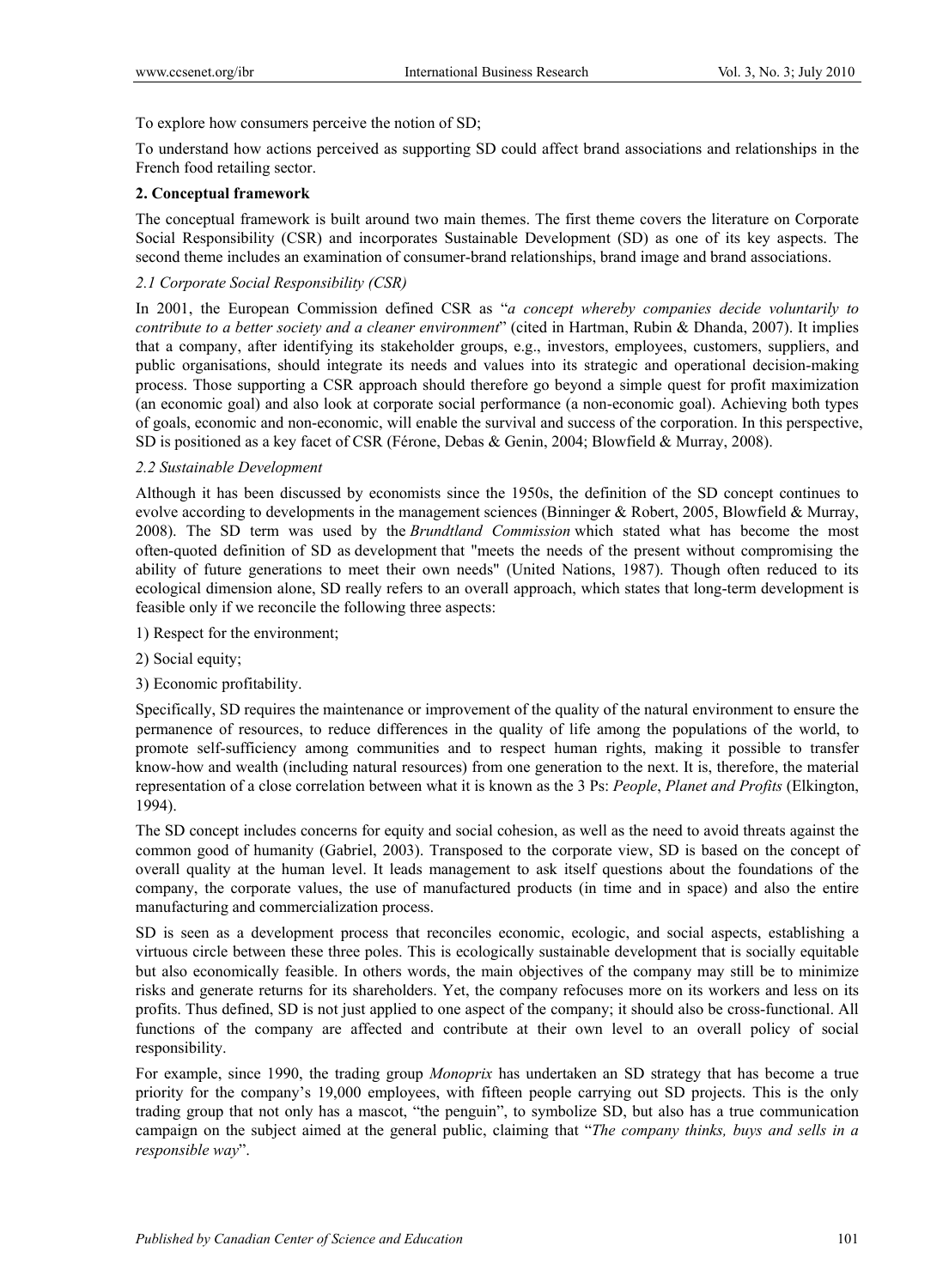To explore how consumers perceive the notion of SD;

To understand how actions perceived as supporting SD could affect brand associations and relationships in the French food retailing sector.

## 2. Conceptual framework

The conceptual framework is built around two main themes. The first theme covers the literature on Corporate Social Responsibility (CSR) and incorporates Sustainable Development (SD) as one of its key aspects. The second theme includes an examination of consumer-brand relationships, brand image and brand associations.

### *2.1 Corporate Social Responsibility (CSR)*

In 2001, the European Commission defined CSR as "*a concept whereby companies decide voluntarily to contribute to a better society and a cleaner environment*" (cited in Hartman, Rubin & Dhanda, 2007). It implies that a company, after identifying its stakeholder groups, e.g., investors, employees, customers, suppliers, and public organisations, should integrate its needs and values into its strategic and operational decision-making process. Those supporting a CSR approach should therefore go beyond a simple quest for profit maximization (an economic goal) and also look at corporate social performance (a non-economic goal). Achieving both types of goals, economic and non-economic, will enable the survival and success of the corporation. In this perspective, SD is positioned as a key facet of CSR (Férone, Debas & Genin, 2004; Blowfield & Murray, 2008).

### *2.2 Sustainable Development*

Although it has been discussed by economists since the 1950s, the definition of the SD concept continues to evolve according to developments in the management sciences (Binninger & Robert, 2005, Blowfield & Murray, 2008). The SD term was used by the *Brundtland Commission* which stated what has become the most often-quoted definition of SD as development that "meets the needs of the present without compromising the ability of future generations to meet their own needs" (United Nations, 1987). Though often reduced to its ecological dimension alone, SD really refers to an overall approach, which states that long-term development is feasible only if we reconcile the following three aspects:

1) Respect for the environment;

2) Social equity;

3) Economic profitability.

Specifically, SD requires the maintenance or improvement of the quality of the natural environment to ensure the permanence of resources, to reduce differences in the quality of life among the populations of the world, to promote self-sufficiency among communities and to respect human rights, making it possible to transfer know-how and wealth (including natural resources) from one generation to the next. It is, therefore, the material representation of a close correlation between what it is known as the 3 Ps: *People*, *Planet and Profits* (Elkington, 1994).

The SD concept includes concerns for equity and social cohesion, as well as the need to avoid threats against the common good of humanity (Gabriel, 2003). Transposed to the corporate view, SD is based on the concept of overall quality at the human level. It leads management to ask itself questions about the foundations of the company, the corporate values, the use of manufactured products (in time and in space) and also the entire manufacturing and commercialization process.

SD is seen as a development process that reconciles economic, ecologic, and social aspects, establishing a virtuous circle between these three poles. This is ecologically sustainable development that is socially equitable but also economically feasible. In others words, the main objectives of the company may still be to minimize risks and generate returns for its shareholders. Yet, the company refocuses more on its workers and less on its profits. Thus defined, SD is not just applied to one aspect of the company; it should also be cross-functional. All functions of the company are affected and contribute at their own level to an overall policy of social responsibility.

For example, since 1990, the trading group *Monoprix* has undertaken an SD strategy that has become a true priority for the company's 19,000 employees, with fifteen people carrying out SD projects. This is the only trading group that not only has a mascot, "the penguin", to symbolize SD, but also has a true communication campaign on the subject aimed at the general public, claiming that "*The company thinks, buys and sells in a responsible way*".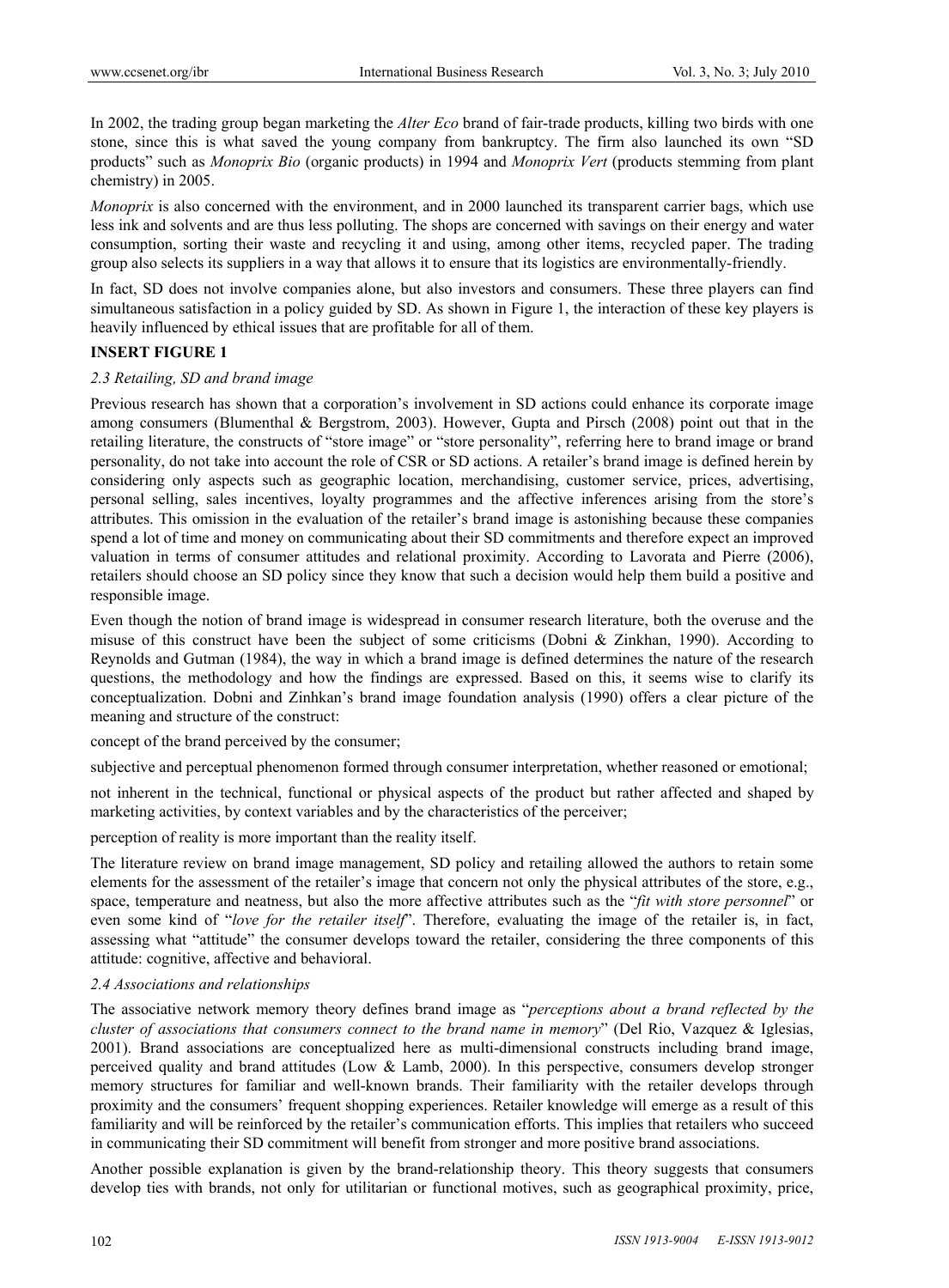In 2002, the trading group began marketing the *Alter Eco* brand of fair-trade products, killing two birds with one stone, since this is what saved the young company from bankruptcy. The firm also launched its own "SD products" such as *Monoprix Bio* (organic products) in 1994 and *Monoprix Vert* (products stemming from plant chemistry) in 2005.

*Monoprix* is also concerned with the environment, and in 2000 launched its transparent carrier bags, which use less ink and solvents and are thus less polluting. The shops are concerned with savings on their energy and water consumption, sorting their waste and recycling it and using, among other items, recycled paper. The trading group also selects its suppliers in a way that allows it to ensure that its logistics are environmentally-friendly.

In fact, SD does not involve companies alone, but also investors and consumers. These three players can find simultaneous satisfaction in a policy guided by SD. As shown in Figure 1, the interaction of these key players is heavily influenced by ethical issues that are profitable for all of them.

**INSERT FIGURE 1**

### *2.3 Retailing, SD and brand image*

Previous research has shown that a corporation's involvement in SD actions could enhance its corporate image among consumers (Blumenthal & Bergstrom, 2003). However, Gupta and Pirsch (2008) point out that in the retailing literature, the constructs of "store image" or "store personality", referring here to brand image or brand personality, do not take into account the role of CSR or SD actions. A retailer's brand image is defined herein by considering only aspects such as geographic location, merchandising, customer service, prices, advertising, personal selling, sales incentives, loyalty programmes and the affective inferences arising from the store's attributes. This omission in the evaluation of the retailer's brand image is astonishing because these companies spend a lot of time and money on communicating about their SD commitments and therefore expect an improved valuation in terms of consumer attitudes and relational proximity. According to Lavorata and Pierre (2006), retailers should choose an SD policy since they know that such a decision would help them build a positive and responsible image.

Even though the notion of brand image is widespread in consumer research literature, both the overuse and the misuse of this construct have been the subject of some criticisms (Dobni & Zinkhan, 1990). According to Reynolds and Gutman (1984), the way in which a brand image is defined determines the nature of the research questions, the methodology and how the findings are expressed. Based on this, it seems wise to clarify its conceptualization. Dobni and Zinhkan's brand image foundation analysis (1990) offers a clear picture of the meaning and structure of the construct:

concept of the brand perceived by the consumer;

subjective and perceptual phenomenon formed through consumer interpretation, whether reasoned or emotional;

not inherent in the technical, functional or physical aspects of the product but rather affected and shaped by marketing activities, by context variables and by the characteristics of the perceiver;

perception of reality is more important than the reality itself.

The literature review on brand image management, SD policy and retailing allowed the authors to retain some elements for the assessment of the retailer's image that concern not only the physical attributes of the store, e.g., space, temperature and neatness, but also the more affective attributes such as the "*fit with store personnel*" or even some kind of "*love for the retailer itself*". Therefore, evaluating the image of the retailer is, in fact, assessing what "attitude" the consumer develops toward the retailer, considering the three components of this attitude: cognitive, affective and behavioral.

### *2.4 Associations and relationships*

The associative network memory theory defines brand image as "*perceptions about a brand reflected by the cluster of associations that consumers connect to the brand name in memory*" (Del Rio, Vazquez & Iglesias, 2001). Brand associations are conceptualized here as multi-dimensional constructs including brand image, perceived quality and brand attitudes (Low & Lamb, 2000). In this perspective, consumers develop stronger memory structures for familiar and well-known brands. Their familiarity with the retailer develops through proximity and the consumers' frequent shopping experiences. Retailer knowledge will emerge as a result of this familiarity and will be reinforced by the retailer's communication efforts. This implies that retailers who succeed in communicating their SD commitment will benefit from stronger and more positive brand associations.

Another possible explanation is given by the brand-relationship theory. This theory suggests that consumers develop ties with brands, not only for utilitarian or functional motives, such as geographical proximity, price,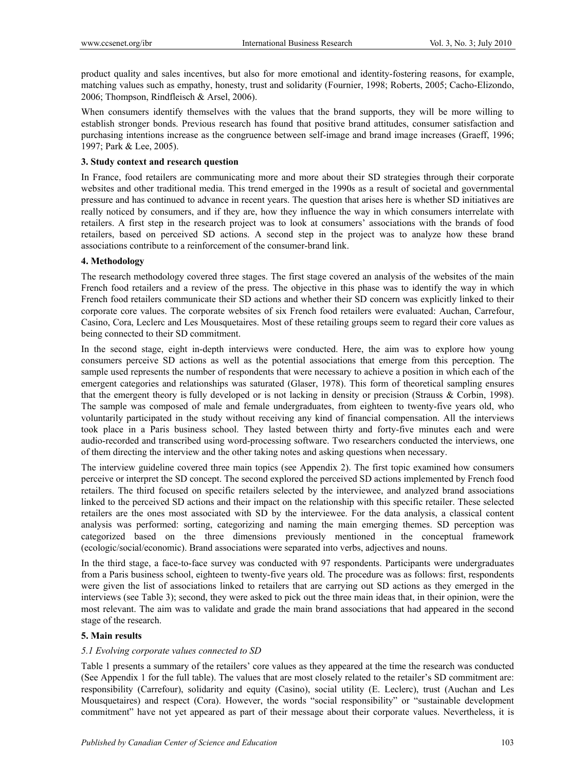product quality and sales incentives, but also for more emotional and identity-fostering reasons, for example, matching values such as empathy, honesty, trust and solidarity (Fournier, 1998; Roberts, 2005; Cacho-Elizondo, 2006; Thompson, Rindfleisch & Arsel, 2006).

When consumers identify themselves with the values that the brand supports, they will be more willing to establish stronger bonds. Previous research has found that positive brand attitudes, consumer satisfaction and purchasing intentions increase as the congruence between self-image and brand image increases (Graeff, 1996; 1997; Park & Lee, 2005).

## 3. Study context and research question

In France, food retailers are communicating more and more about their SD strategies through their corporate websites and other traditional media. This trend emerged in the 1990s as a result of societal and governmental pressure and has continued to advance in recent years. The question that arises here is whether SD initiatives are really noticed by consumers, and if they are, how they influence the way in which consumers interrelate with retailers. A first step in the research project was to look at consumers' associations with the brands of food retailers, based on perceived SD actions. A second step in the project was to analyze how these brand associations contribute to a reinforcement of the consumer-brand link.

## 4. Methodology

The research methodology covered three stages. The first stage covered an analysis of the websites of the main French food retailers and a review of the press. The objective in this phase was to identify the way in which French food retailers communicate their SD actions and whether their SD concern was explicitly linked to their corporate core values. The corporate websites of six French food retailers were evaluated: Auchan, Carrefour, Casino, Cora, Leclerc and Les Mousquetaires. Most of these retailing groups seem to regard their core values as being connected to their SD commitment.

In the second stage, eight in-depth interviews were conducted. Here, the aim was to explore how young consumers perceive SD actions as well as the potential associations that emerge from this perception. The sample used represents the number of respondents that were necessary to achieve a position in which each of the emergent categories and relationships was saturated (Glaser, 1978). This form of theoretical sampling ensures that the emergent theory is fully developed or is not lacking in density or precision (Strauss & Corbin, 1998). The sample was composed of male and female undergraduates, from eighteen to twenty-five years old, who voluntarily participated in the study without receiving any kind of financial compensation. All the interviews took place in a Paris business school. They lasted between thirty and forty-five minutes each and were audio-recorded and transcribed using word-processing software. Two researchers conducted the interviews, one of them directing the interview and the other taking notes and asking questions when necessary.

The interview guideline covered three main topics (see Appendix 2). The first topic examined how consumers perceive or interpret the SD concept. The second explored the perceived SD actions implemented by French food retailers. The third focused on specific retailers selected by the interviewee, and analyzed brand associations linked to the perceived SD actions and their impact on the relationship with this specific retailer. These selected retailers are the ones most associated with SD by the interviewee. For the data analysis, a classical content analysis was performed: sorting, categorizing and naming the main emerging themes. SD perception was categorized based on the three dimensions previously mentioned in the conceptual framework (ecologic/social/economic). Brand associations were separated into verbs, adjectives and nouns.

In the third stage, a face-to-face survey was conducted with 97 respondents. Participants were undergraduates from a Paris business school, eighteen to twenty-five years old. The procedure was as follows: first, respondents were given the list of associations linked to retailers that are carrying out SD actions as they emerged in the interviews (see Table 3); second, they were asked to pick out the three main ideas that, in their opinion, were the most relevant. The aim was to validate and grade the main brand associations that had appeared in the second stage of the research.

## 5. Main results

### *5.1 Evolving corporate values connected to SD*

Table 1 presents a summary of the retailers' core values as they appeared at the time the research was conducted (See Appendix 1 for the full table). The values that are most closely related to the retailer's SD commitment are: responsibility (Carrefour), solidarity and equity (Casino), social utility (E. Leclerc), trust (Auchan and Les Mousquetaires) and respect (Cora). However, the words "social responsibility" or "sustainable development commitment" have not yet appeared as part of their message about their corporate values. Nevertheless, it is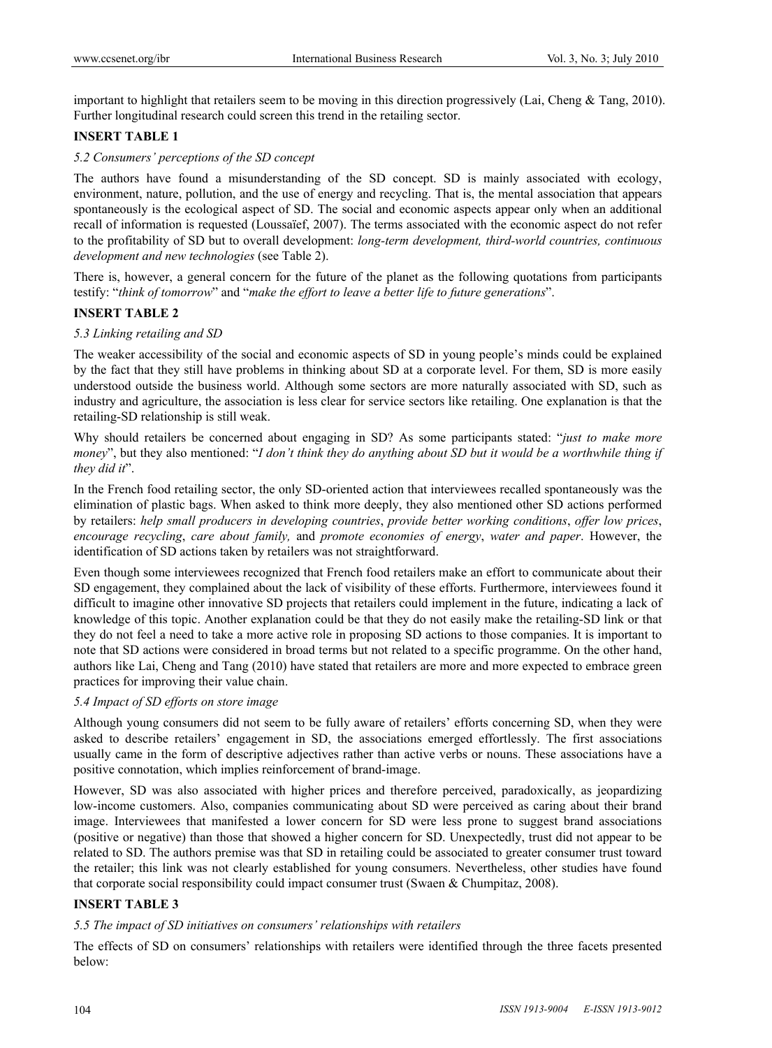important to highlight that retailers seem to be moving in this direction progressively (Lai, Cheng & Tang, 2010). Further longitudinal research could screen this trend in the retailing sector.

**INSERT TABLE 1**

### *5.2 Consumers' perceptions of the SD concept*

The authors have found a misunderstanding of the SD concept. SD is mainly associated with ecology, environment, nature, pollution, and the use of energy and recycling. That is, the mental association that appears spontaneously is the ecological aspect of SD. The social and economic aspects appear only when an additional recall of information is requested (Loussaïef, 2007). The terms associated with the economic aspect do not refer to the profitability of SD but to overall development: *long-term development, third-world countries, continuous development and new technologies* (see Table 2).

There is, however, a general concern for the future of the planet as the following quotations from participants testify: "*think of tomorrow*" and "*make the effort to leave a better life to future generations*".

**INSERT TABLE 2**

### *5.3 Linking retailing and SD*

The weaker accessibility of the social and economic aspects of SD in young people's minds could be explained by the fact that they still have problems in thinking about SD at a corporate level. For them, SD is more easily understood outside the business world. Although some sectors are more naturally associated with SD, such as industry and agriculture, the association is less clear for service sectors like retailing. One explanation is that the retailing-SD relationship is still weak.

Why should retailers be concerned about engaging in SD? As some participants stated: "*just to make more money*", but they also mentioned: "*I don't think they do anything about SD but it would be a worthwhile thing if they did it*".

In the French food retailing sector, the only SD-oriented action that interviewees recalled spontaneously was the elimination of plastic bags. When asked to think more deeply, they also mentioned other SD actions performed by retailers: *help small producers in developing countries*, *provide better working conditions*, *offer low prices*, *encourage recycling*, *care about family,* and *promote economies of energy*, *water and paper*. However, the identification of SD actions taken by retailers was not straightforward.

Even though some interviewees recognized that French food retailers make an effort to communicate about their SD engagement, they complained about the lack of visibility of these efforts. Furthermore, interviewees found it difficult to imagine other innovative SD projects that retailers could implement in the future, indicating a lack of knowledge of this topic. Another explanation could be that they do not easily make the retailing-SD link or that they do not feel a need to take a more active role in proposing SD actions to those companies. It is important to note that SD actions were considered in broad terms but not related to a specific programme. On the other hand, authors like Lai, Cheng and Tang (2010) have stated that retailers are more and more expected to embrace green practices for improving their value chain.

### *5.4 Impact of SD efforts on store image*

Although young consumers did not seem to be fully aware of retailers' efforts concerning SD, when they were asked to describe retailers' engagement in SD, the associations emerged effortlessly. The first associations usually came in the form of descriptive adjectives rather than active verbs or nouns. These associations have a positive connotation, which implies reinforcement of brand-image.

However, SD was also associated with higher prices and therefore perceived, paradoxically, as jeopardizing low-income customers. Also, companies communicating about SD were perceived as caring about their brand image. Interviewees that manifested a lower concern for SD were less prone to suggest brand associations (positive or negative) than those that showed a higher concern for SD. Unexpectedly, trust did not appear to be related to SD. The authors premise was that SD in retailing could be associated to greater consumer trust toward the retailer; this link was not clearly established for young consumers. Nevertheless, other studies have found that corporate social responsibility could impact consumer trust (Swaen & Chumpitaz, 2008).

**INSERT TABLE 3**

### *5.5 The impact of SD initiatives on consumers' relationships with retailers*

The effects of SD on consumers' relationships with retailers were identified through the three facets presented below: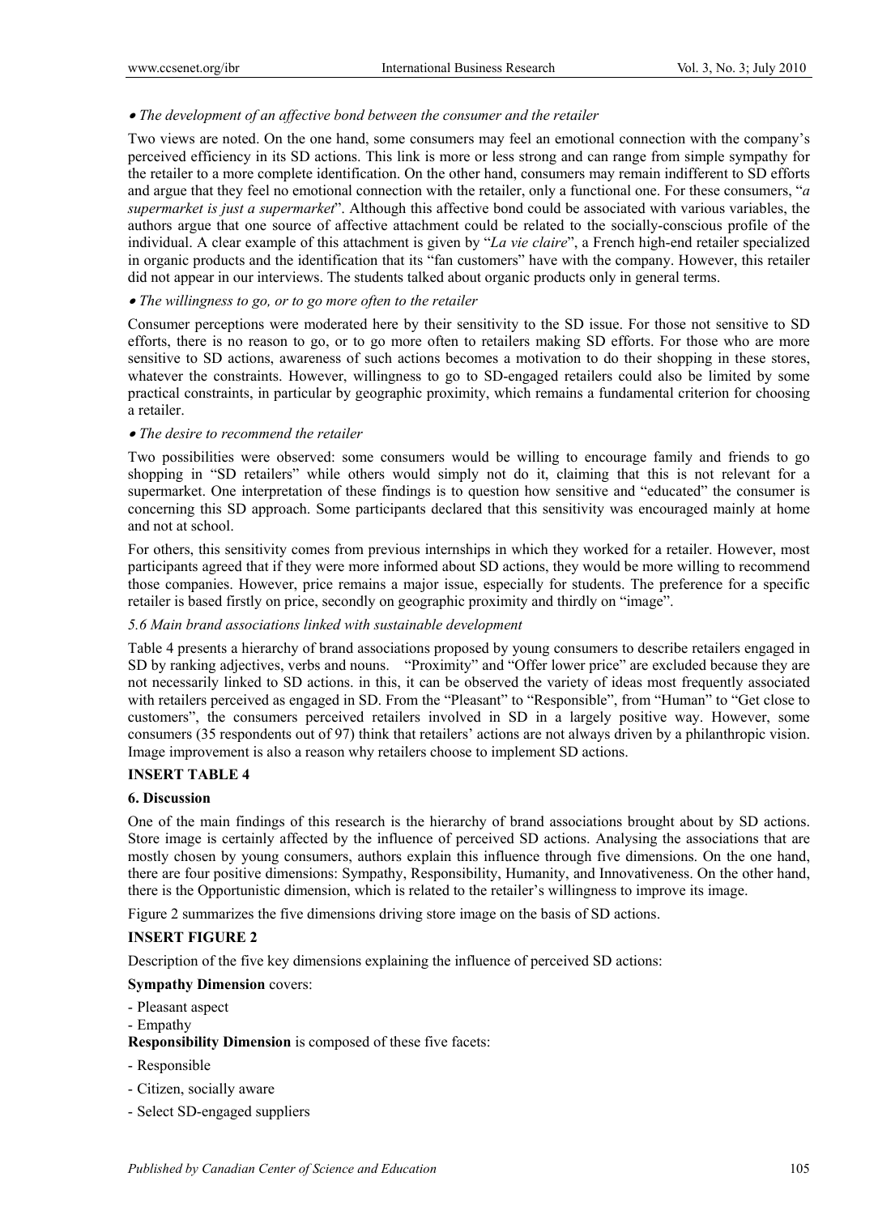- *The development of an affective bond between the consumer and the retailer*

Two views are noted. On the one hand, some consumers may feel an emotional connection with the company's perceived efficiency in its SD actions. This link is more or less strong and can range from simple sympathy for the retailer to a more complete identification. On the other hand, consumers may remain indifferent to SD efforts and argue that they feel no emotional connection with the retailer, only a functional one. For these consumers, "*a supermarket is just a supermarket*". Although this affective bond could be associated with various variables, the authors argue that one source of affective attachment could be related to the socially-conscious profile of the individual. A clear example of this attachment is given by "*La vie claire*", a French high-end retailer specialized in organic products and the identification that its "fan customers" have with the company. However, this retailer did not appear in our interviews. The students talked about organic products only in general terms.

- *The willingness to go, or to go more often to the retailer*

Consumer perceptions were moderated here by their sensitivity to the SD issue. For those not sensitive to SD efforts, there is no reason to go, or to go more often to retailers making SD efforts. For those who are more sensitive to SD actions, awareness of such actions becomes a motivation to do their shopping in these stores, whatever the constraints. However, willingness to go to SD-engaged retailers could also be limited by some practical constraints, in particular by geographic proximity, which remains a fundamental criterion for choosing a retailer.

- *The desire to recommend the retailer*

Two possibilities were observed: some consumers would be willing to encourage family and friends to go shopping in "SD retailers" while others would simply not do it, claiming that this is not relevant for a supermarket. One interpretation of these findings is to question how sensitive and "educated" the consumer is concerning this SD approach. Some participants declared that this sensitivity was encouraged mainly at home and not at school.

For others, this sensitivity comes from previous internships in which they worked for a retailer. However, most participants agreed that if they were more informed about SD actions, they would be more willing to recommend those companies. However, price remains a major issue, especially for students. The preference for a specific retailer is based firstly on price, secondly on geographic proximity and thirdly on "image".

### *5.6 Main brand associations linked with sustainable development*

Table 4 presents a hierarchy of brand associations proposed by young consumers to describe retailers engaged in SD by ranking adjectives, verbs and nouns. "Proximity" and "Offer lower price" are excluded because they are not necessarily linked to SD actions. in this, it can be observed the variety of ideas most frequently associated with retailers perceived as engaged in SD. From the "Pleasant" to "Responsible", from "Human" to "Get close to customers", the consumers perceived retailers involved in SD in a largely positive way. However, some consumers (35 respondents out of 97) think that retailers' actions are not always driven by a philanthropic vision. Image improvement is also a reason why retailers choose to implement SD actions.

**INSERT TABLE 4**

## 6. Discussion

One of the main findings of this research is the hierarchy of brand associations brought about by SD actions. Store image is certainly affected by the influence of perceived SD actions. Analysing the associations that are mostly chosen by young consumers, authors explain this influence through five dimensions. On the one hand, there are four positive dimensions: Sympathy, Responsibility, Humanity, and Innovativeness. On the other hand, there is the Opportunistic dimension, which is related to the retailer's willingness to improve its image.

Figure 2 summarizes the five dimensions driving store image on the basis of SD actions.

**INSERT FIGURE 2**

Description of the five key dimensions explaining the influence of perceived SD actions:

**Sympathy Dimension** covers:

- Pleasant aspect
- Empathy

**Responsibility Dimension** is composed of these five facets:

- Responsible
- Citizen, socially aware
- Select SD-engaged suppliers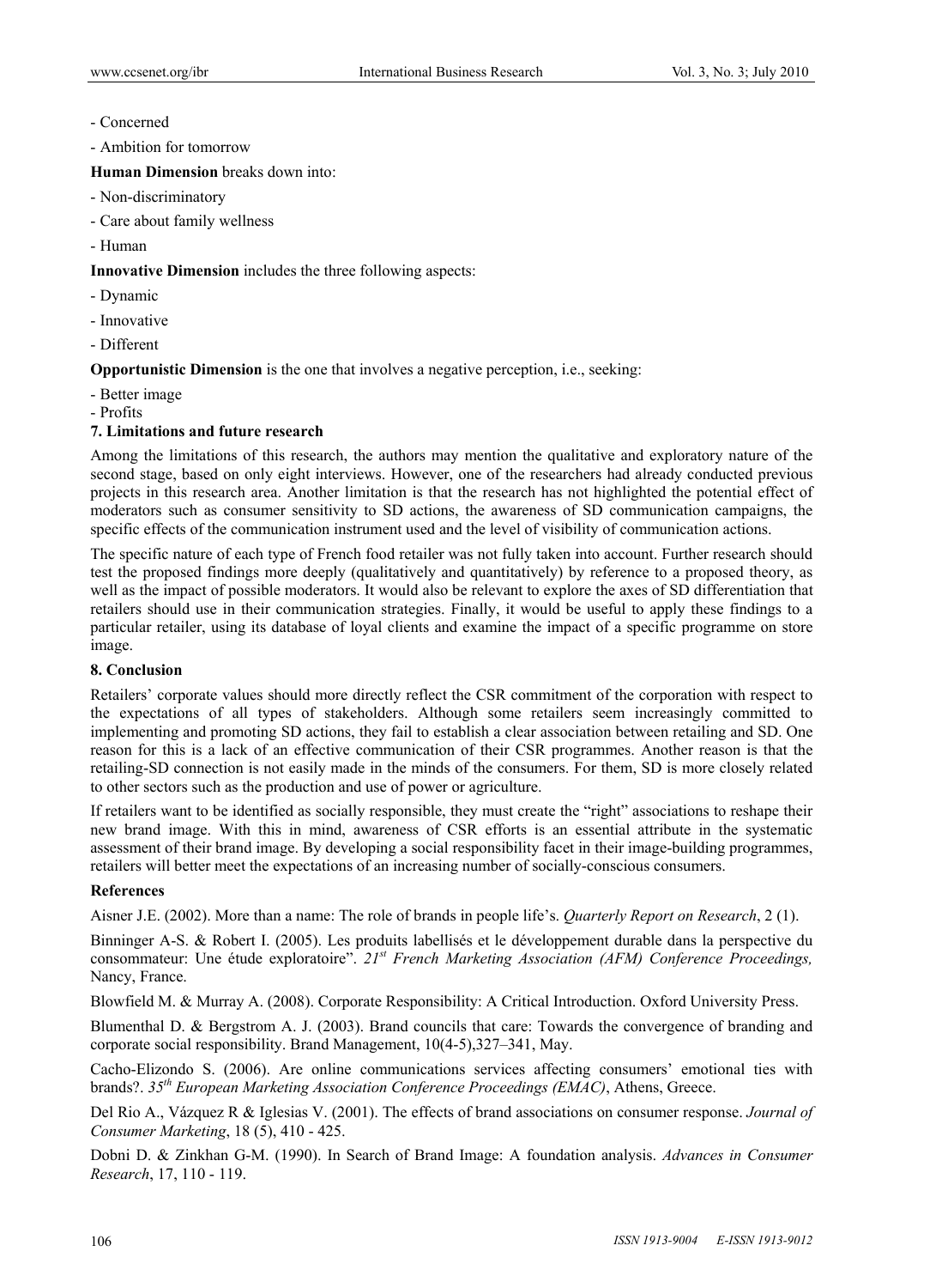- Concerned
- Ambition for tomorrow

**Human Dimension** breaks down into:

- Non-discriminatory
- Care about family wellness
- Human

**Innovative Dimension** includes the three following aspects:

- Dynamic
- Innovative
- Different

**Opportunistic Dimension** is the one that involves a negative perception, i.e., seeking:

- Better image
- Profits

## 7. Limitations and future research

Among the limitations of this research, the authors may mention the qualitative and exploratory nature of the second stage, based on only eight interviews. However, one of the researchers had already conducted previous projects in this research area. Another limitation is that the research has not highlighted the potential effect of moderators such as consumer sensitivity to SD actions, the awareness of SD communication campaigns, the specific effects of the communication instrument used and the level of visibility of communication actions.

The specific nature of each type of French food retailer was not fully taken into account. Further research should test the proposed findings more deeply (qualitatively and quantitatively) by reference to a proposed theory, as well as the impact of possible moderators. It would also be relevant to explore the axes of SD differentiation that retailers should use in their communication strategies. Finally, it would be useful to apply these findings to a particular retailer, using its database of loyal clients and examine the impact of a specific programme on store image.

## 8. Conclusion

Retailers' corporate values should more directly reflect the CSR commitment of the corporation with respect to the expectations of all types of stakeholders. Although some retailers seem increasingly committed to implementing and promoting SD actions, they fail to establish a clear association between retailing and SD. One reason for this is a lack of an effective communication of their CSR programmes. Another reason is that the retailing-SD connection is not easily made in the minds of the consumers. For them, SD is more closely related to other sectors such as the production and use of power or agriculture.

If retailers want to be identified as socially responsible, they must create the "right" associations to reshape their new brand image. With this in mind, awareness of CSR efforts is an essential attribute in the systematic assessment of their brand image. By developing a social responsibility facet in their image-building programmes, retailers will better meet the expectations of an increasing number of socially-conscious consumers.

## References

Aisner J.E. (2002). More than a name: The role of brands in people life's. *Quarterly Report on Research*, 2 (1).

Binninger A-S. & Robert I. (2005). Les produits labellisés et le développement durable dans la perspective du consommateur: Une étude exploratoire". *21st French Marketing Association (AFM) Conference Proceedings,* Nancy, France.

Blowfield M. & Murray A. (2008). Corporate Responsibility: A Critical Introduction. Oxford University Press.

Blumenthal D. & Bergstrom A. J. (2003). Brand councils that care: Towards the convergence of branding and corporate social responsibility. Brand Management, 10(4-5),327–341, May.

Cacho-Elizondo S. (2006). Are online communications services affecting consumers' emotional ties with brands?. *35th European Marketing Association Conference Proceedings (EMAC)*, Athens, Greece.

Del Rio A., Vázquez R & Iglesias V. (2001). The effects of brand associations on consumer response. *Journal of Consumer Marketing*, 18 (5), 410 - 425.

Dobni D. & Zinkhan G-M. (1990). In Search of Brand Image: A foundation analysis. *Advances in Consumer Research*, 17, 110 - 119.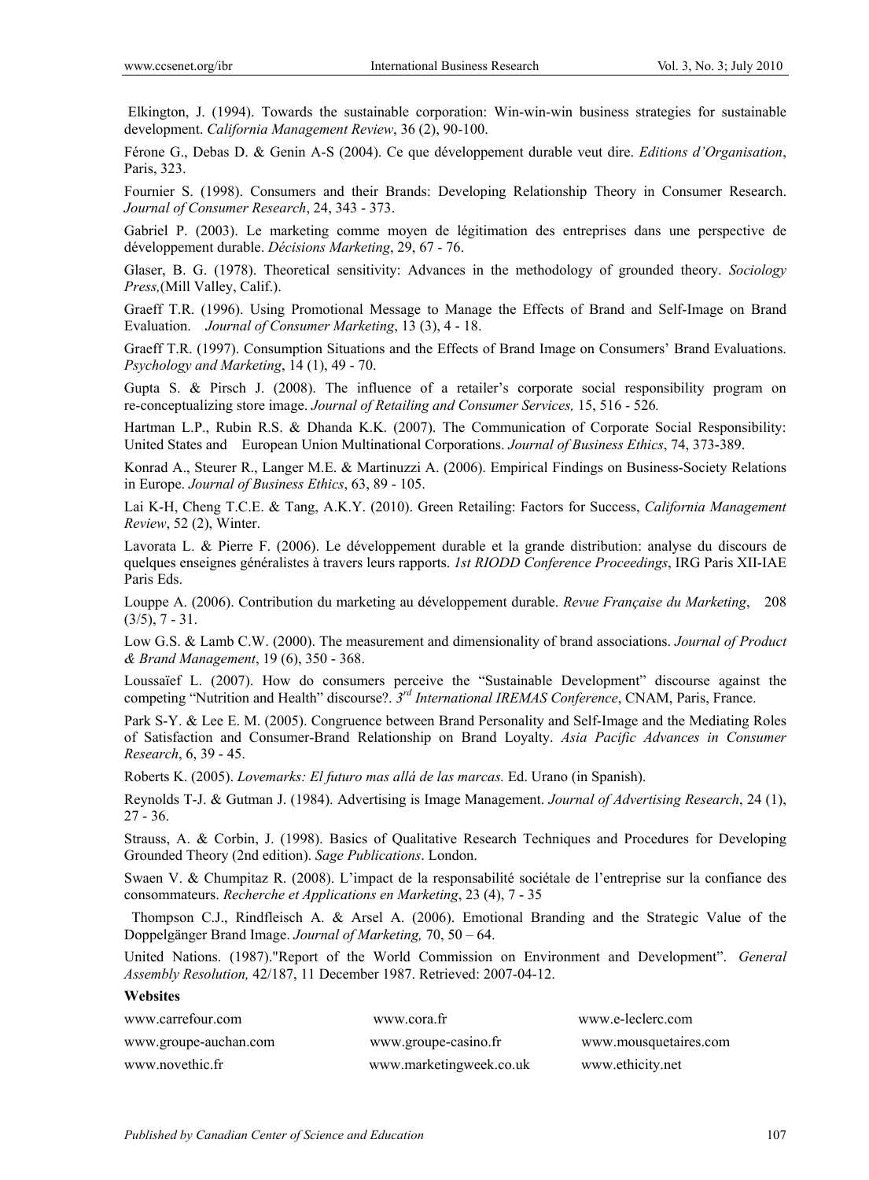Elkington, J. (1994). Towards the sustainable corporation: Win-win-win business strategies for sustainable development. *California Management Review*, 36 (2), 90-100.

Férone G., Debas D. & Genin A-S (2004). Ce que développement durable veut dire. *Editions d'Organisation*, Paris, 323.

Fournier S. (1998). Consumers and their Brands: Developing Relationship Theory in Consumer Research. *Journal of Consumer Research*, 24, 343 - 373.

Gabriel P. (2003). Le marketing comme moyen de légitimation des entreprises dans une perspective de développement durable. *Décisions Marketing*, 29, 67 - 76.

Glaser, B. G. (1978). Theoretical sensitivity: Advances in the methodology of grounded theory. *Sociology Press,*(Mill Valley, Calif.).

Graeff T.R. (1996). Using Promotional Message to Manage the Effects of Brand and Self-Image on Brand Evaluation. *Journal of Consumer Marketing*, 13 (3), 4 - 18.

Graeff T.R. (1997). Consumption Situations and the Effects of Brand Image on Consumers' Brand Evaluations. *Psychology and Marketing*, 14 (1), 49 - 70.

Gupta S. & Pirsch J. (2008). The influence of a retailer's corporate social responsibility program on re-conceptualizing store image. *Journal of Retailing and Consumer Services,* 15, 516 - 526*.*

Hartman L.P., Rubin R.S. & Dhanda K.K. (2007). The Communication of Corporate Social Responsibility: United States and European Union Multinational Corporations. *Journal of Business Ethics*, 74, 373-389.

Konrad A., Steurer R., Langer M.E. & Martinuzzi A. (2006). Empirical Findings on Business-Society Relations in Europe. *Journal of Business Ethics*, 63, 89 - 105.

Lai K-H, Cheng T.C.E. & Tang, A.K.Y. (2010). Green Retailing: Factors for Success, *California Management Review*, 52 (2), Winter.

Lavorata L. & Pierre F. (2006). Le développement durable et la grande distribution: analyse du discours de quelques enseignes généralistes à travers leurs rapports. *1st RIODD Conference Proceedings*, IRG Paris XII-IAE Paris Eds.

Louppe A. (2006). Contribution du marketing au développement durable. *Revue Française du Marketing*, 208 (3/5), 7 - 31.

Low G.S. & Lamb C.W. (2000). The measurement and dimensionality of brand associations. *Journal of Product & Brand Management*, 19 (6), 350 - 368.

Loussaïef L. (2007). How do consumers perceive the "Sustainable Development" discourse against the competing "Nutrition and Health" discourse?. *3rd International IREMAS Conference*, CNAM, Paris, France.

Park S-Y. & Lee E. M. (2005). Congruence between Brand Personality and Self-Image and the Mediating Roles of Satisfaction and Consumer-Brand Relationship on Brand Loyalty. *Asia Pacific Advances in Consumer Research*, 6, 39 - 45.

Roberts K. (2005). *Lovemarks: El futuro mas allá de las marcas.* Ed. Urano (in Spanish).

Reynolds T-J. & Gutman J. (1984). Advertising is Image Management. *Journal of Advertising Research*, 24 (1), 27 - 36.

Strauss, A. & Corbin, J. (1998). Basics of Qualitative Research Techniques and Procedures for Developing Grounded Theory (2nd edition). *Sage Publications*. London.

Swaen V. & Chumpitaz R. (2008). L'impact de la responsabilité sociétale de l'entreprise sur la confiance des consommateurs. *Recherche et Applications en Marketing*, 23 (4), 7 - 35

Thompson C.J., Rindfleisch A. & Arsel A. (2006). Emotional Branding and the Strategic Value of the Doppelgänger Brand Image. *Journal of Marketing,* 70, 50 – 64.

United Nations. (1987)."Report of the World Commission on Environment and Development". *General Assembly Resolution,* 42/187, 11 December 1987. Retrieved: 2007-04-12.

**Websites**

www.carrefour.com

www.cora.fr

www.e-leclerc.com

www.groupe-auchan.com

www.groupe-casino.fr

www.mousquetaires.com

www.novethic.fr

www.marketingweek.co.uk

www.ethicity.net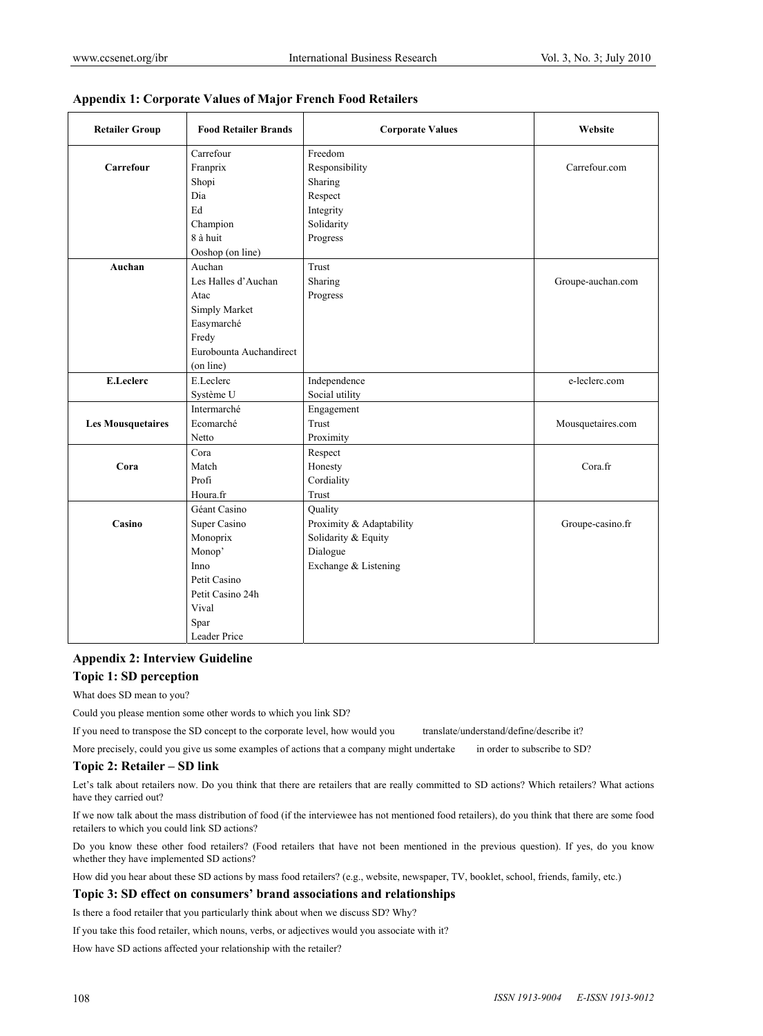## Appendix 1: Corporate Values of Major French Food Retailers

| Retailer Group | Food Retailer Brands | Corporate Values | Website |
|---|---|---|---|
| **Carrefour** | Carrefour<br>Franprix<br>Shopi<br>Dia<br>Ed<br>Champion<br>8 à huit<br>Ooshop (on line) | Freedom<br>Responsibility<br>Sharing<br>Respect<br>Integrity<br>Solidarity<br>Progress | Carrefour.com |
| **Auchan** | Auchan<br>Les Halles d'Auchan<br>Atac<br>Simply Market<br>Easymarché<br>Fredy<br>Eurobounta Auchandirect (on line) | Trust<br>Sharing<br>Progress | Groupe-auchan.com |
| **E.Leclerc** | E.Leclerc<br>Système U | Independence<br>Social utility | e-leclerc.com |
| **Les Mousquetaires** | Intermarché<br>Ecomarché<br>Netto | Engagement<br>Trust<br>Proximity | Mousquetaires.com |
| **Cora** | Cora<br>Match<br>Profi<br>Houra.fr | Respect<br>Honesty<br>Cordiality<br>Trust | Cora.fr |
| **Casino** | Géant Casino<br>Super Casino<br>Monoprix<br>Monop'<br>Inno<br>Petit Casino<br>Petit Casino 24h<br>Vival<br>Spar<br>Leader Price | Quality<br>Proximity & Adaptability<br>Solidarity & Equity<br>Dialogue<br>Exchange & Listening | Groupe-casino.fr |

## Appendix 2: Interview Guideline

### Topic 1: SD perception

What does SD mean to you?

Could you please mention some other words to which you link SD?

If you need to transpose the SD concept to the corporate level, how would you translate/understand/define/describe it?

More precisely, could you give us some examples of actions that a company might undertake in order to subscribe to SD?

### Topic 2: Retailer – SD link

Let's talk about retailers now. Do you think that there are retailers that are really committed to SD actions? Which retailers? What actions have they carried out?

If we now talk about the mass distribution of food (if the interviewee has not mentioned food retailers), do you think that there are some food retailers to which you could link SD actions?

Do you know these other food retailers? (Food retailers that have not been mentioned in the previous question). If yes, do you know whether they have implemented SD actions?

How did you hear about these SD actions by mass food retailers? (e.g., website, newspaper, TV, booklet, school, friends, family, etc.)

### Topic 3: SD effect on consumers' brand associations and relationships

Is there a food retailer that you particularly think about when we discuss SD? Why?

If you take this food retailer, which nouns, verbs, or adjectives would you associate with it?

How have SD actions affected your relationship with the retailer?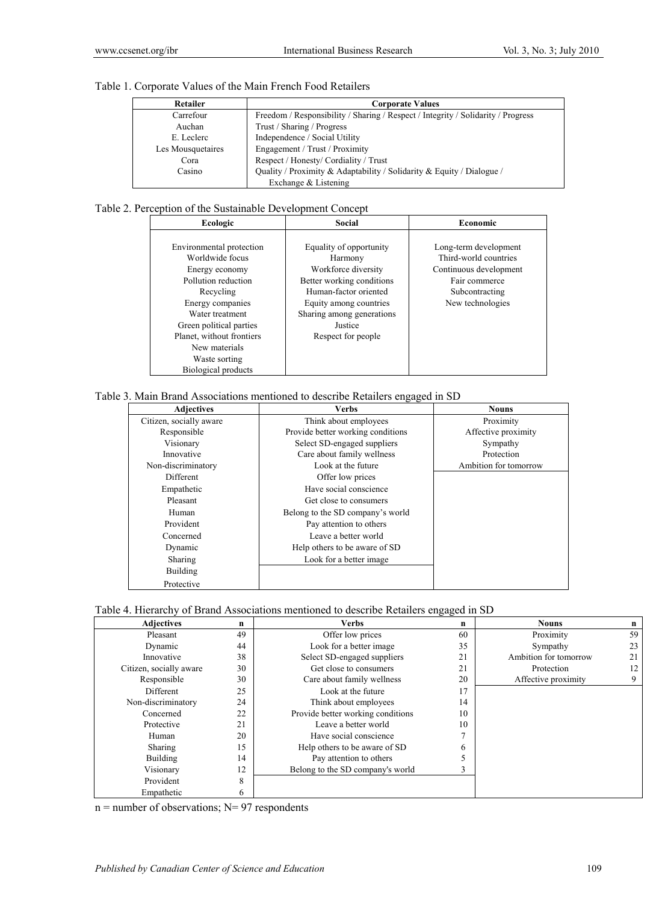Table 1. Corporate Values of the Main French Food Retailers

| Retailer | Corporate Values |
|---|---|
| Carrefour | Freedom / Responsibility / Sharing / Respect / Integrity / Solidarity / Progress |
| Auchan | Trust / Sharing / Progress |
| E. Leclerc | Independence / Social Utility |
| Les Mousquetaires | Engagement / Trust / Proximity |
| Cora | Respect / Honesty/ Cordiality / Trust |
| Casino | Quality / Proximity & Adaptability / Solidarity & Equity / Dialogue / Exchange & Listening |

Table 2. Perception of the Sustainable Development Concept

| Ecologic | Social | Economic |
|---|---|---|
| Environmental protection | Equality of opportunity | Long-term development |
| Worldwide focus | Harmony | Third-world countries |
| Energy economy | Workforce diversity | Continuous development |
| Pollution reduction | Better working conditions | Fair commerce |
| Recycling | Human-factor oriented | Subcontracting |
| Energy companies | Equity among countries | New technologies |
| Water treatment | Sharing among generations | |
| Green political parties | Justice | |
| Planet, without frontiers | Respect for people | |
| New materials | | |
| Waste sorting | | |
| Biological products | | |

Table 3. Main Brand Associations mentioned to describe Retailers engaged in SD

| Adjectives | Verbs | Nouns |
|---|---|---|
| Citizen, socially aware | Think about employees | Proximity |
| Responsible | Provide better working conditions | Affective proximity |
| Visionary | Select SD-engaged suppliers | Sympathy |
| Innovative | Care about family wellness | Protection |
| Non-discriminatory | Look at the future | Ambition for tomorrow |
| Different | Offer low prices | |
| Empathetic | Have social conscience | |
| Pleasant | Get close to consumers | |
| Human | Belong to the SD company's world | |
| Provident | Pay attention to others | |
| Concerned | Leave a better world | |
| Dynamic | Help others to be aware of SD | |
| Sharing | Look for a better image | |
| Building | | |
| Protective | | |

Table 4. Hierarchy of Brand Associations mentioned to describe Retailers engaged in SD

| Adjectives | n | Verbs | n | Nouns | n |
|---|---|---|---|---|---|
| Pleasant | 49 | Offer low prices | 60 | Proximity | 59 |
| Dynamic | 44 | Look for a better image | 35 | Sympathy | 23 |
| Innovative | 38 | Select SD-engaged suppliers | 21 | Ambition for tomorrow | 21 |
| Citizen, socially aware | 30 | Get close to consumers | 21 | Protection | 12 |
| Responsible | 30 | Care about family wellness | 20 | Affective proximity | 9 |
| Different | 25 | Look at the future | 17 | | |
| Non-discriminatory | 24 | Think about employees | 14 | | |
| Concerned | 22 | Provide better working conditions | 10 | | |
| Protective | 21 | Leave a better world | 10 | | |
| Human | 20 | Have social conscience | 7 | | |
| Sharing | 15 | Help others to be aware of SD | 6 | | |
| Building | 14 | Pay attention to others | 5 | | |
| Visionary | 12 | Belong to the SD company's world | 3 | | |
| Provident | 8 | | | | |
| Empathetic | 6 | | | | |

n = number of observations; N= 97 respondents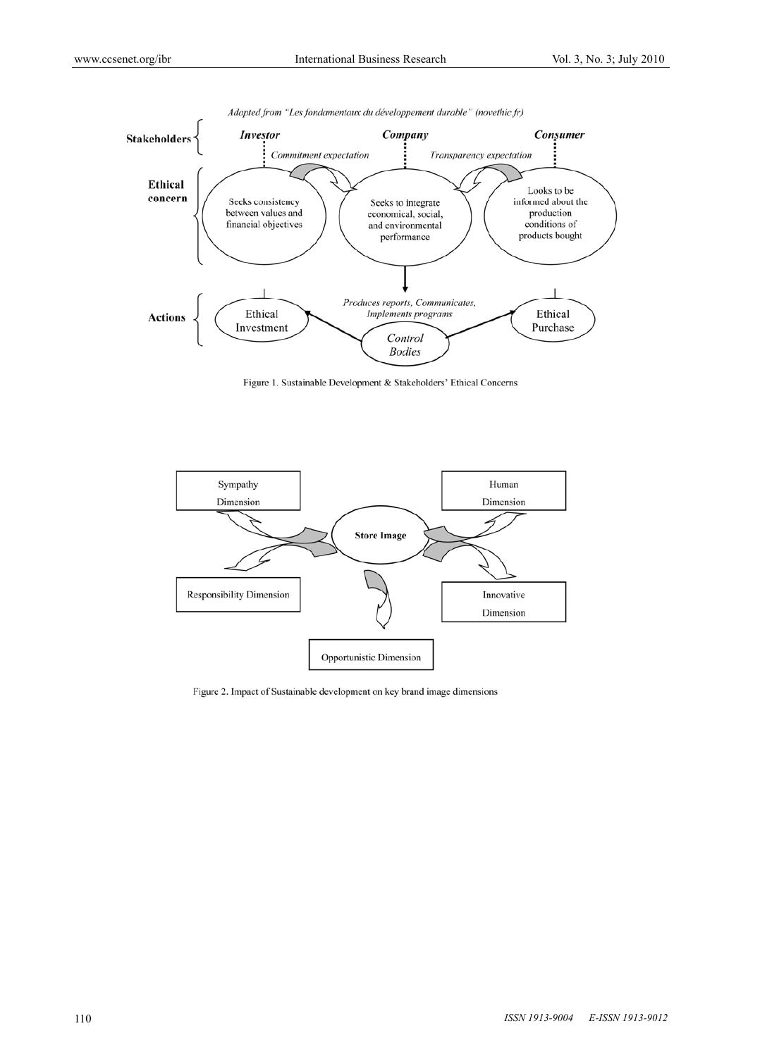Adapted from "Les fondamentaux du développement durable" (novethic.fr)

Stakeholders

*Investor*

*Company*

*Consumer*

*Commitment expectation*

*Transparency expectation*

Ethical concern

Seeks consistency between values and financial objectives

Seeks to integrate economical, social, and environmental performance

Looks to be informed about the production conditions of products bought

Actions

Ethical Investment

*Produces reports, Communicates, Implements programs*

*Control Bodies*

Ethical Purchase

Figure 1. Sustainable Development & Stakeholders' Ethical Concerns

Sympathy Dimension

Human Dimension

Store Image

Responsibility Dimension

Innovative Dimension

Opportunistic Dimension

Figure 2. Impact of Sustainable development on key brand image dimensions